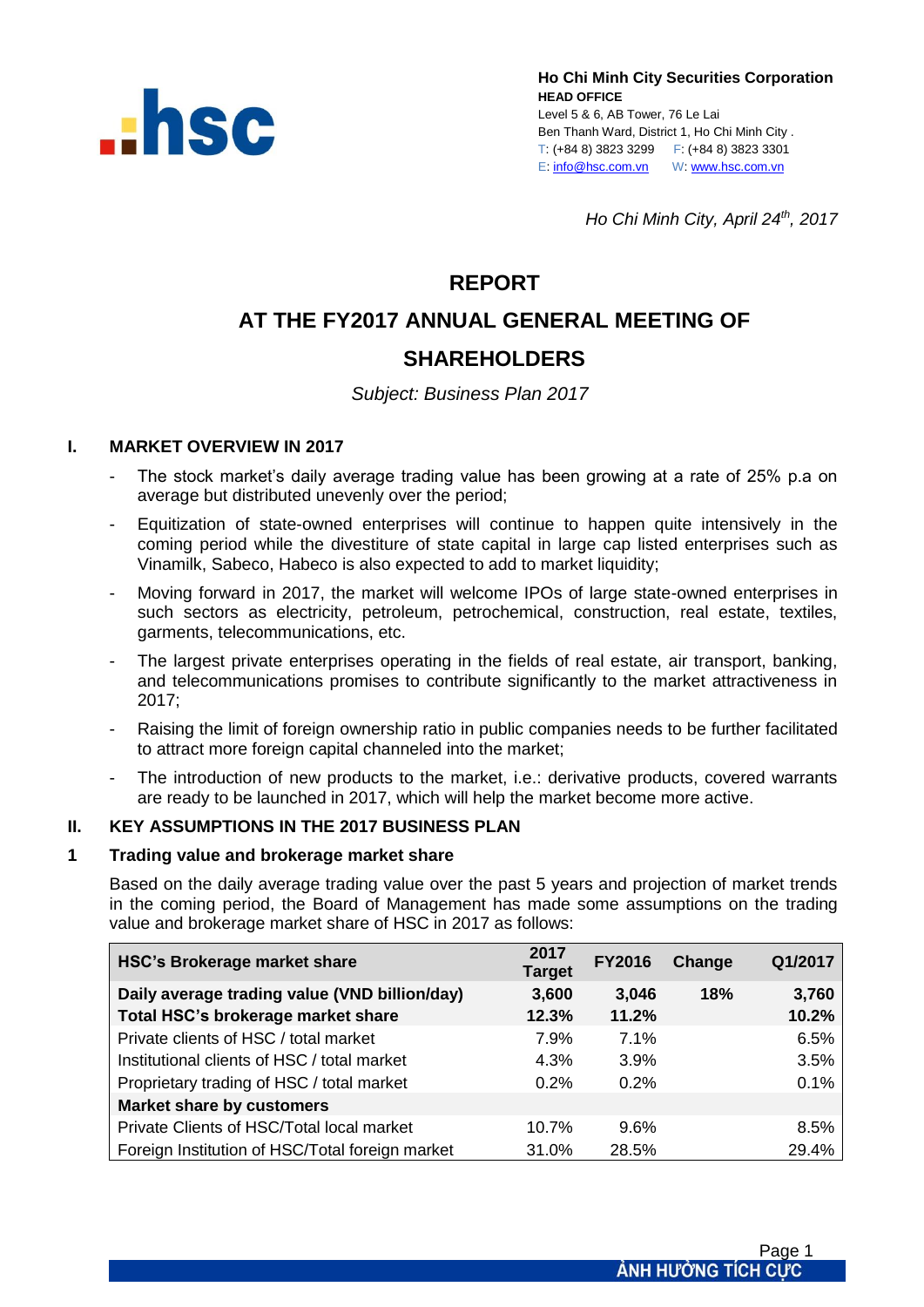**Ho Chi Minh City Securities Corporation**
**HEAD OFFICE**
Level 5 & 6, AB Tower, 76 Le Lai
Ben Thanh Ward, District 1, Ho Chi Minh City .
T: (+84 8) 3823 3299 F: (+84 8) 3823 3301
E: info@hsc.com.vn W: www.hsc.com.vn

*Ho Chi Minh City, April 24th, 2017*

# REPORT

# AT THE FY2017 ANNUAL GENERAL MEETING OF SHAREHOLDERS

*Subject: Business Plan 2017*

## I. MARKET OVERVIEW IN 2017

- The stock market's daily average trading value has been growing at a rate of 25% p.a on average but distributed unevenly over the period;
- Equitization of state-owned enterprises will continue to happen quite intensively in the coming period while the divestiture of state capital in large cap listed enterprises such as Vinamilk, Sabeco, Habeco is also expected to add to market liquidity;
- Moving forward in 2017, the market will welcome IPOs of large state-owned enterprises in such sectors as electricity, petroleum, petrochemical, construction, real estate, textiles, garments, telecommunications, etc.
- The largest private enterprises operating in the fields of real estate, air transport, banking, and telecommunications promises to contribute significantly to the market attractiveness in 2017;
- Raising the limit of foreign ownership ratio in public companies needs to be further facilitated to attract more foreign capital channeled into the market;
- The introduction of new products to the market, i.e.: derivative products, covered warrants are ready to be launched in 2017, which will help the market become more active.

## II. KEY ASSUMPTIONS IN THE 2017 BUSINESS PLAN

### 1 Trading value and brokerage market share

Based on the daily average trading value over the past 5 years and projection of market trends in the coming period, the Board of Management has made some assumptions on the trading value and brokerage market share of HSC in 2017 as follows:

| HSC's Brokerage market share | 2017 Target | FY2016 | Change | Q1/2017 |
|---|---|---|---|---|
| **Daily average trading value (VND billion/day)** | **3,600** | **3,046** | **18%** | **3,760** |
| **Total HSC's brokerage market share** | **12.3%** | **11.2%** | | **10.2%** |
| Private clients of HSC / total market | 7.9% | 7.1% | | 6.5% |
| Institutional clients of HSC / total market | 4.3% | 3.9% | | 3.5% |
| Proprietary trading of HSC / total market | 0.2% | 0.2% | | 0.1% |
| **Market share by customers** | | | | |
| Private Clients of HSC/Total local market | 10.7% | 9.6% | | 8.5% |
| Foreign Institution of HSC/Total foreign market | 31.0% | 28.5% | | 29.4% |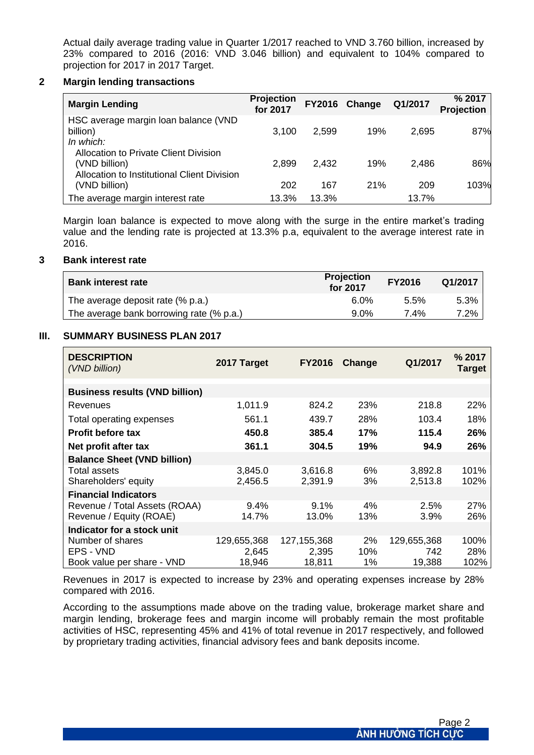Actual daily average trading value in Quarter 1/2017 reached to VND 3.760 billion, increased by 23% compared to 2016 (2016: VND 3.046 billion) and equivalent to 104% compared to projection for 2017 in 2017 Target.

## 2 Margin lending transactions

| Margin Lending | Projection for 2017 | FY2016 | Change | Q1/2017 | % 2017 Projection |
|---|---|---|---|---|---|
| HSC average margin loan balance (VND billion) | 3,100 | 2,599 | 19% | 2,695 | 87% |
| *In which:* | | | | | |
| Allocation to Private Client Division (VND billion) | 2,899 | 2,432 | 19% | 2,486 | 86% |
| Allocation to Institutional Client Division (VND billion) | 202 | 167 | 21% | 209 | 103% |
| The average margin interest rate | 13.3% | 13.3% | | 13.7% | |

Margin loan balance is expected to move along with the surge in the entire market's trading value and the lending rate is projected at 13.3% p.a, equivalent to the average interest rate in 2016.

## 3 Bank interest rate

| Bank interest rate | Projection for 2017 | FY2016 | Q1/2017 |
|---|---|---|---|
| The average deposit rate (% p.a.) | 6.0% | 5.5% | 5.3% |
| The average bank borrowing rate (% p.a.) | 9.0% | 7.4% | 7.2% |

# III. SUMMARY BUSINESS PLAN 2017

| **DESCRIPTION** *(VND billion)* | 2017 Target | FY2016 | Change | Q1/2017 | % 2017 Target |
|---|---|---|---|---|---|
| **Business results (VND billion)** | | | | | |
| Revenues | 1,011.9 | 824.2 | 23% | 218.8 | 22% |
| Total operating expenses | 561.1 | 439.7 | 28% | 103.4 | 18% |
| **Profit before tax** | **450.8** | **385.4** | **17%** | **115.4** | **26%** |
| **Net profit after tax** | **361.1** | **304.5** | **19%** | **94.9** | **26%** |
| **Balance Sheet (VND billion)** | | | | | |
| Total assets | 3,845.0 | 3,616.8 | 6% | 3,892.8 | 101% |
| Shareholders' equity | 2,456.5 | 2,391.9 | 3% | 2,513.8 | 102% |
| **Financial Indicators** | | | | | |
| Revenue / Total Assets (ROAA) | 9.4% | 9.1% | 4% | 2.5% | 27% |
| Revenue / Equity (ROAE) | 14.7% | 13.0% | 13% | 3.9% | 26% |
| **Indicator for a stock unit** | | | | | |
| Number of shares | 129,655,368 | 127,155,368 | 2% | 129,655,368 | 100% |
| EPS - VND | 2,645 | 2,395 | 10% | 742 | 28% |
| Book value per share - VND | 18,946 | 18,811 | 1% | 19,388 | 102% |

Revenues in 2017 is expected to increase by 23% and operating expenses increase by 28% compared with 2016.

According to the assumptions made above on the trading value, brokerage market share and margin lending, brokerage fees and margin income will probably remain the most profitable activities of HSC, representing 45% and 41% of total revenue in 2017 respectively, and followed by proprietary trading activities, financial advisory fees and bank deposits income.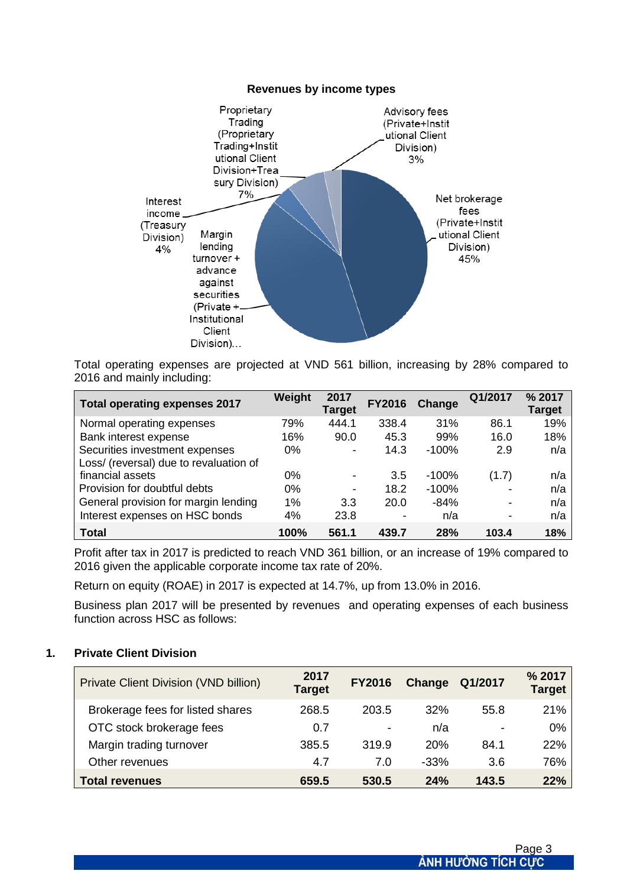**Revenues by income types**

Proprietary Trading (Proprietary Trading+Institutional Client Division+Treasury Division) 7%

Advisory fees (Private+Institutional Client Division) 3%

Net brokerage fees (Private+Institutional Client Division) 45%

Interest income (Treasury Division) 4%

Margin lending turnover + advance against securities (Private + Institutional Client Division)...

Total operating expenses are projected at VND 561 billion, increasing by 28% compared to 2016 and mainly including:

| Total operating expenses 2017 | Weight | 2017 Target | FY2016 | Change | Q1/2017 | % 2017 Target |
|---|---|---|---|---|---|---|
| Normal operating expenses | 79% | 444.1 | 338.4 | 31% | 86.1 | 19% |
| Bank interest expense | 16% | 90.0 | 45.3 | 99% | 16.0 | 18% |
| Securities investment expenses | 0% | - | 14.3 | -100% | 2.9 | n/a |
| Loss/ (reversal) due to revaluation of financial assets | 0% | - | 3.5 | -100% | (1.7) | n/a |
| Provision for doubtful debts | 0% | - | 18.2 | -100% | - | n/a |
| General provision for margin lending | 1% | 3.3 | 20.0 | -84% | - | n/a |
| Interest expenses on HSC bonds | 4% | 23.8 | - | n/a | - | n/a |
| **Total** | **100%** | **561.1** | **439.7** | **28%** | **103.4** | **18%** |

Profit after tax in 2017 is predicted to reach VND 361 billion, or an increase of 19% compared to 2016 given the applicable corporate income tax rate of 20%.

Return on equity (ROAE) in 2017 is expected at 14.7%, up from 13.0% in 2016.

Business plan 2017 will be presented by revenues and operating expenses of each business function across HSC as follows:

## 1. Private Client Division

| Private Client Division (VND billion) | 2017 Target | FY2016 | Change | Q1/2017 | % 2017 Target |
|---|---|---|---|---|---|
| Brokerage fees for listed shares | 268.5 | 203.5 | 32% | 55.8 | 21% |
| OTC stock brokerage fees | 0.7 | - | n/a | - | 0% |
| Margin trading turnover | 385.5 | 319.9 | 20% | 84.1 | 22% |
| Other revenues | 4.7 | 7.0 | -33% | 3.6 | 76% |
| **Total revenues** | **659.5** | **530.5** | **24%** | **143.5** | **22%** |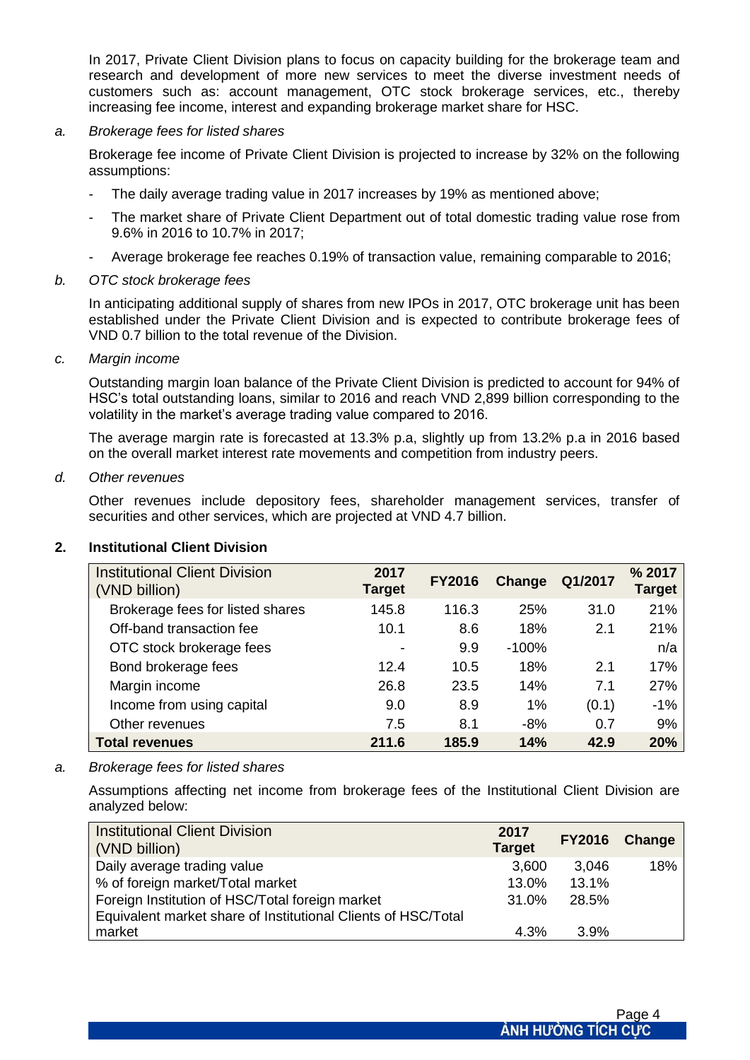In 2017, Private Client Division plans to focus on capacity building for the brokerage team and research and development of more new services to meet the diverse investment needs of customers such as: account management, OTC stock brokerage services, etc., thereby increasing fee income, interest and expanding brokerage market share for HSC.

*a. Brokerage fees for listed shares*

Brokerage fee income of Private Client Division is projected to increase by 32% on the following assumptions:

- The daily average trading value in 2017 increases by 19% as mentioned above;
- The market share of Private Client Department out of total domestic trading value rose from 9.6% in 2016 to 10.7% in 2017;
- Average brokerage fee reaches 0.19% of transaction value, remaining comparable to 2016;

*b. OTC stock brokerage fees*

In anticipating additional supply of shares from new IPOs in 2017, OTC brokerage unit has been established under the Private Client Division and is expected to contribute brokerage fees of VND 0.7 billion to the total revenue of the Division.

*c. Margin income*

Outstanding margin loan balance of the Private Client Division is predicted to account for 94% of HSC's total outstanding loans, similar to 2016 and reach VND 2,899 billion corresponding to the volatility in the market's average trading value compared to 2016.

The average margin rate is forecasted at 13.3% p.a, slightly up from 13.2% p.a in 2016 based on the overall market interest rate movements and competition from industry peers.

*d. Other revenues*

Other revenues include depository fees, shareholder management services, transfer of securities and other services, which are projected at VND 4.7 billion.

## 2. Institutional Client Division

| Institutional Client Division (VND billion) | 2017 Target | FY2016 | Change | Q1/2017 | % 2017 Target |
|---|---|---|---|---|---|
| Brokerage fees for listed shares | 145.8 | 116.3 | 25% | 31.0 | 21% |
| Off-band transaction fee | 10.1 | 8.6 | 18% | 2.1 | 21% |
| OTC stock brokerage fees | - | 9.9 | -100% | | n/a |
| Bond brokerage fees | 12.4 | 10.5 | 18% | 2.1 | 17% |
| Margin income | 26.8 | 23.5 | 14% | 7.1 | 27% |
| Income from using capital | 9.0 | 8.9 | 1% | (0.1) | -1% |
| Other revenues | 7.5 | 8.1 | -8% | 0.7 | 9% |
| **Total revenues** | **211.6** | **185.9** | **14%** | **42.9** | **20%** |

*a. Brokerage fees for listed shares*

Assumptions affecting net income from brokerage fees of the Institutional Client Division are analyzed below:

| Institutional Client Division (VND billion) | 2017 Target | FY2016 | Change |
|---|---|---|---|
| Daily average trading value | 3,600 | 3,046 | 18% |
| % of foreign market/Total market | 13.0% | 13.1% | |
| Foreign Institution of HSC/Total foreign market | 31.0% | 28.5% | |
| Equivalent market share of Institutional Clients of HSC/Total market | 4.3% | 3.9% | |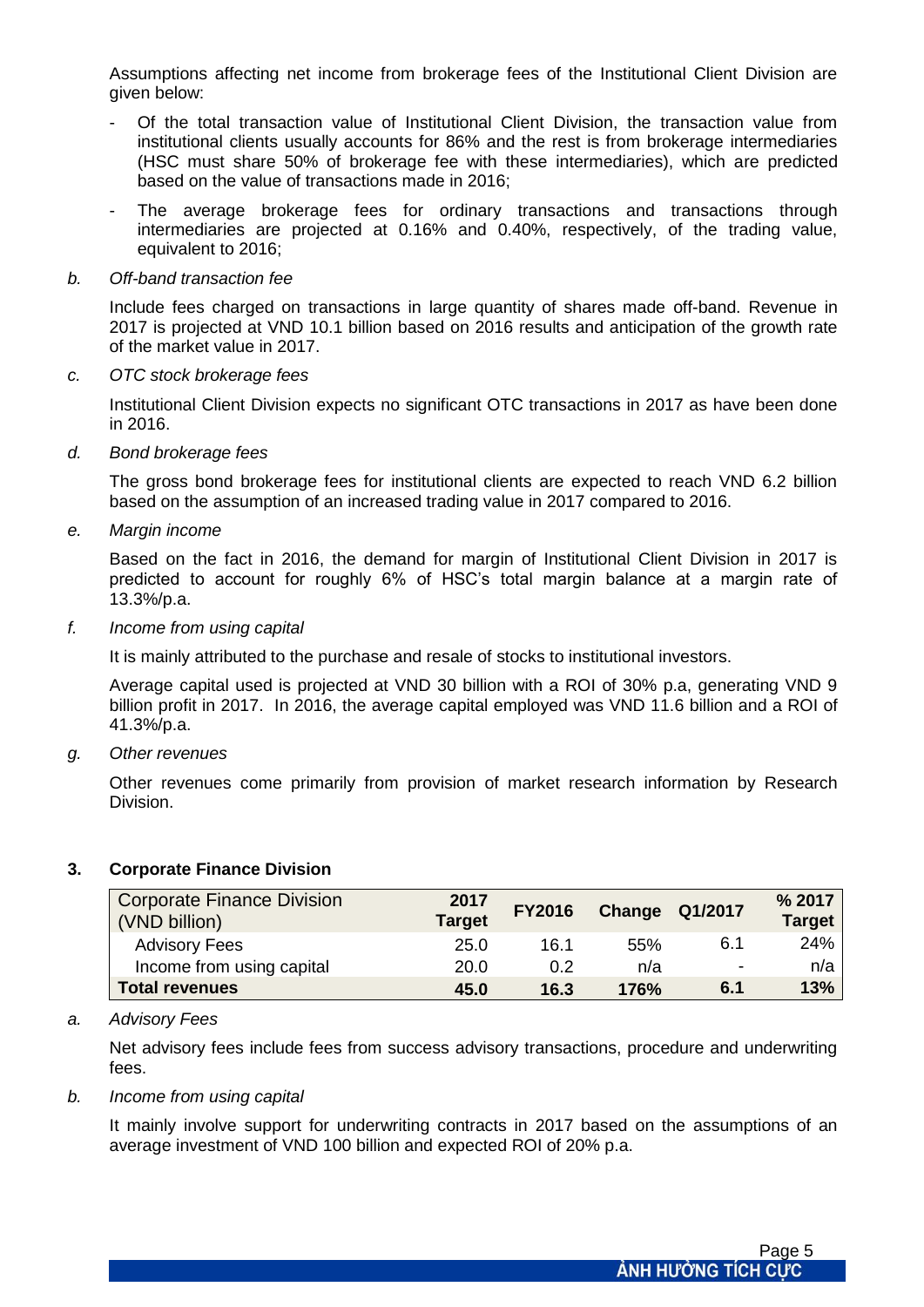Assumptions affecting net income from brokerage fees of the Institutional Client Division are given below:

- Of the total transaction value of Institutional Client Division, the transaction value from institutional clients usually accounts for 86% and the rest is from brokerage intermediaries (HSC must share 50% of brokerage fee with these intermediaries), which are predicted based on the value of transactions made in 2016;
- The average brokerage fees for ordinary transactions and transactions through intermediaries are projected at 0.16% and 0.40%, respectively, of the trading value, equivalent to 2016;

*b. Off-band transaction fee*

Include fees charged on transactions in large quantity of shares made off-band. Revenue in 2017 is projected at VND 10.1 billion based on 2016 results and anticipation of the growth rate of the market value in 2017.

*c. OTC stock brokerage fees*

Institutional Client Division expects no significant OTC transactions in 2017 as have been done in 2016.

*d. Bond brokerage fees*

The gross bond brokerage fees for institutional clients are expected to reach VND 6.2 billion based on the assumption of an increased trading value in 2017 compared to 2016.

*e. Margin income*

Based on the fact in 2016, the demand for margin of Institutional Client Division in 2017 is predicted to account for roughly 6% of HSC's total margin balance at a margin rate of 13.3%/p.a.

*f. Income from using capital*

It is mainly attributed to the purchase and resale of stocks to institutional investors.

Average capital used is projected at VND 30 billion with a ROI of 30% p.a, generating VND 9 billion profit in 2017. In 2016, the average capital employed was VND 11.6 billion and a ROI of 41.3%/p.a.

*g. Other revenues*

Other revenues come primarily from provision of market research information by Research Division.

### 3. Corporate Finance Division

| Corporate Finance Division (VND billion) | 2017 Target | FY2016 | Change | Q1/2017 | % 2017 Target |
|---|---|---|---|---|---|
| Advisory Fees | 25.0 | 16.1 | 55% | 6.1 | 24% |
| Income from using capital | 20.0 | 0.2 | n/a | - | n/a |
| **Total revenues** | **45.0** | **16.3** | **176%** | **6.1** | **13%** |

*a. Advisory Fees*

Net advisory fees include fees from success advisory transactions, procedure and underwriting fees.

*b. Income from using capital*

It mainly involve support for underwriting contracts in 2017 based on the assumptions of an average investment of VND 100 billion and expected ROI of 20% p.a.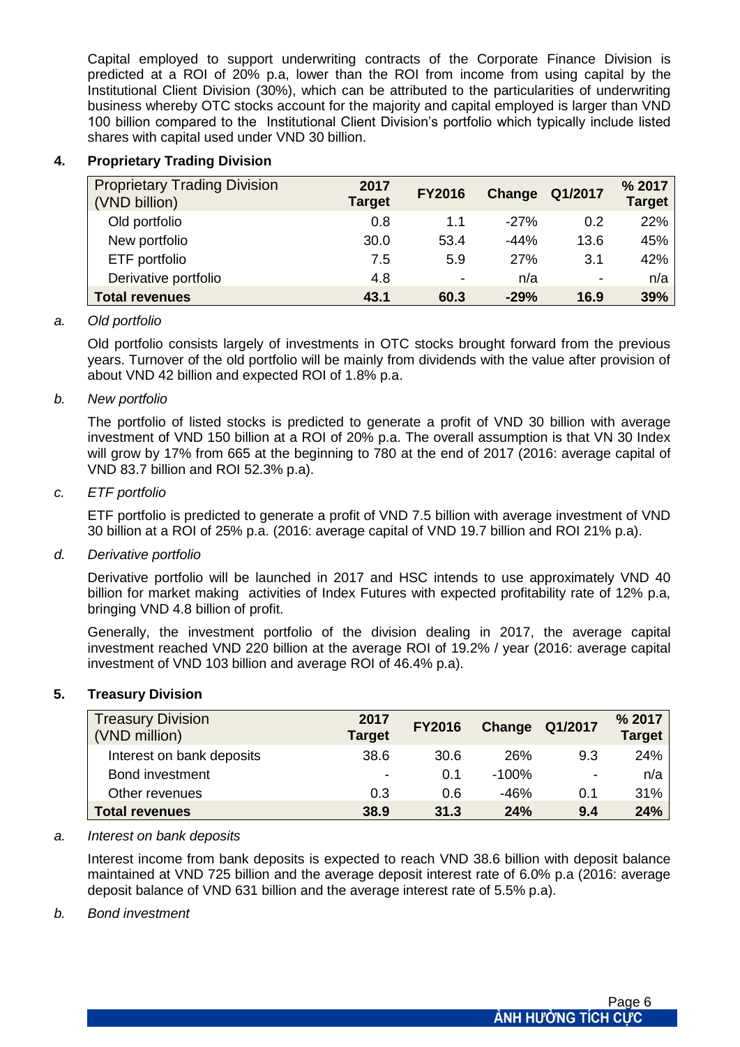Capital employed to support underwriting contracts of the Corporate Finance Division is predicted at a ROI of 20% p.a, lower than the ROI from income from using capital by the Institutional Client Division (30%), which can be attributed to the particularities of underwriting business whereby OTC stocks account for the majority and capital employed is larger than VND 100 billion compared to the Institutional Client Division's portfolio which typically include listed shares with capital used under VND 30 billion.

## 4. Proprietary Trading Division

| Proprietary Trading Division (VND billion) | 2017 Target | FY2016 | Change | Q1/2017 | % 2017 Target |
|---|---|---|---|---|---|
| Old portfolio | 0.8 | 1.1 | -27% | 0.2 | 22% |
| New portfolio | 30.0 | 53.4 | -44% | 13.6 | 45% |
| ETF portfolio | 7.5 | 5.9 | 27% | 3.1 | 42% |
| Derivative portfolio | 4.8 | - | n/a | - | n/a |
| **Total revenues** | **43.1** | **60.3** | **-29%** | **16.9** | **39%** |

*a. Old portfolio*

Old portfolio consists largely of investments in OTC stocks brought forward from the previous years. Turnover of the old portfolio will be mainly from dividends with the value after provision of about VND 42 billion and expected ROI of 1.8% p.a.

*b. New portfolio*

The portfolio of listed stocks is predicted to generate a profit of VND 30 billion with average investment of VND 150 billion at a ROI of 20% p.a. The overall assumption is that VN 30 Index will grow by 17% from 665 at the beginning to 780 at the end of 2017 (2016: average capital of VND 83.7 billion and ROI 52.3% p.a).

*c. ETF portfolio*

ETF portfolio is predicted to generate a profit of VND 7.5 billion with average investment of VND 30 billion at a ROI of 25% p.a. (2016: average capital of VND 19.7 billion and ROI 21% p.a).

*d. Derivative portfolio*

Derivative portfolio will be launched in 2017 and HSC intends to use approximately VND 40 billion for market making activities of Index Futures with expected profitability rate of 12% p.a, bringing VND 4.8 billion of profit.

Generally, the investment portfolio of the division dealing in 2017, the average capital investment reached VND 220 billion at the average ROI of 19.2% / year (2016: average capital investment of VND 103 billion and average ROI of 46.4% p.a).

## 5. Treasury Division

| Treasury Division (VND million) | 2017 Target | FY2016 | Change | Q1/2017 | % 2017 Target |
|---|---|---|---|---|---|
| Interest on bank deposits | 38.6 | 30.6 | 26% | 9.3 | 24% |
| Bond investment | - | 0.1 | -100% | - | n/a |
| Other revenues | 0.3 | 0.6 | -46% | 0.1 | 31% |
| **Total revenues** | **38.9** | **31.3** | **24%** | **9.4** | **24%** |

*a. Interest on bank deposits*

Interest income from bank deposits is expected to reach VND 38.6 billion with deposit balance maintained at VND 725 billion and the average deposit interest rate of 6.0% p.a (2016: average deposit balance of VND 631 billion and the average interest rate of 5.5% p.a).

*b. Bond investment*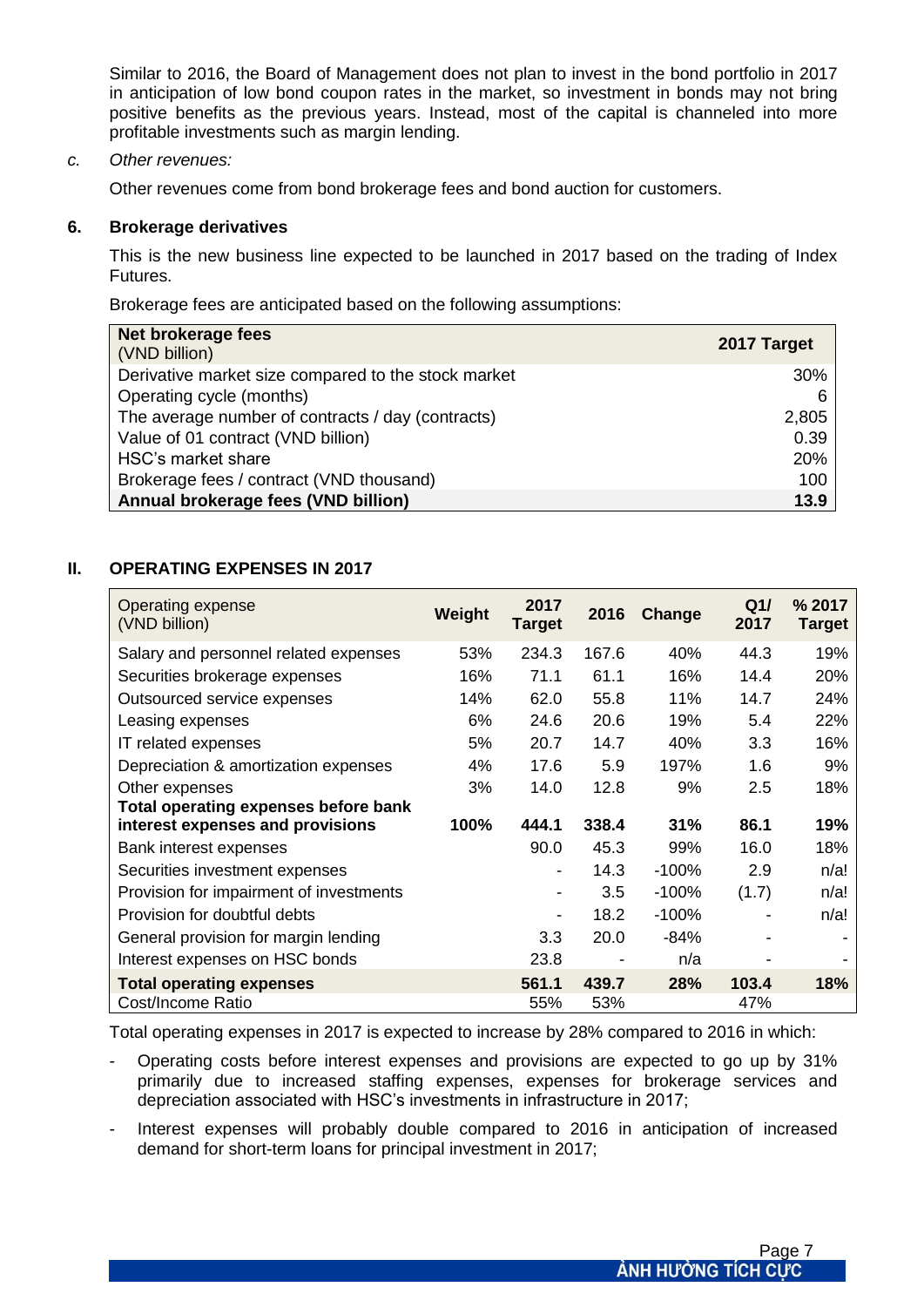Similar to 2016, the Board of Management does not plan to invest in the bond portfolio in 2017 in anticipation of low bond coupon rates in the market, so investment in bonds may not bring positive benefits as the previous years. Instead, most of the capital is channeled into more profitable investments such as margin lending.

*c. Other revenues:*

Other revenues come from bond brokerage fees and bond auction for customers.

### 6. Brokerage derivatives

This is the new business line expected to be launched in 2017 based on the trading of Index Futures.

Brokerage fees are anticipated based on the following assumptions:

| **Net brokerage fees** (VND billion) | **2017 Target** |
|---|---|
| Derivative market size compared to the stock market | 30% |
| Operating cycle (months) | 6 |
| The average number of contracts / day (contracts) | 2,805 |
| Value of 01 contract (VND billion) | 0.39 |
| HSC's market share | 20% |
| Brokerage fees / contract (VND thousand) | 100 |
| **Annual brokerage fees (VND billion)** | **13.9** |

## II. OPERATING EXPENSES IN 2017

| Operating expense (VND billion) | Weight | 2017 Target | 2016 | Change | Q1/ 2017 | % 2017 Target |
|---|---|---|---|---|---|---|
| Salary and personnel related expenses | 53% | 234.3 | 167.6 | 40% | 44.3 | 19% |
| Securities brokerage expenses | 16% | 71.1 | 61.1 | 16% | 14.4 | 20% |
| Outsourced service expenses | 14% | 62.0 | 55.8 | 11% | 14.7 | 24% |
| Leasing expenses | 6% | 24.6 | 20.6 | 19% | 5.4 | 22% |
| IT related expenses | 5% | 20.7 | 14.7 | 40% | 3.3 | 16% |
| Depreciation & amortization expenses | 4% | 17.6 | 5.9 | 197% | 1.6 | 9% |
| Other expenses | 3% | 14.0 | 12.8 | 9% | 2.5 | 18% |
| **Total operating expenses before bank interest expenses and provisions** | **100%** | **444.1** | **338.4** | **31%** | **86.1** | **19%** |
| Bank interest expenses | | 90.0 | 45.3 | 99% | 16.0 | 18% |
| Securities investment expenses | | - | 14.3 | -100% | 2.9 | n/a! |
| Provision for impairment of investments | | - | 3.5 | -100% | (1.7) | n/a! |
| Provision for doubtful debts | | - | 18.2 | -100% | - | n/a! |
| General provision for margin lending | | 3.3 | 20.0 | -84% | - | - |
| Interest expenses on HSC bonds | | 23.8 | - | n/a | - | - |
| **Total operating expenses** | | **561.1** | **439.7** | **28%** | **103.4** | **18%** |
| Cost/Income Ratio | | 55% | 53% | | 47% | |

Total operating expenses in 2017 is expected to increase by 28% compared to 2016 in which:

- Operating costs before interest expenses and provisions are expected to go up by 31% primarily due to increased staffing expenses, expenses for brokerage services and depreciation associated with HSC's investments in infrastructure in 2017;
- Interest expenses will probably double compared to 2016 in anticipation of increased demand for short-term loans for principal investment in 2017;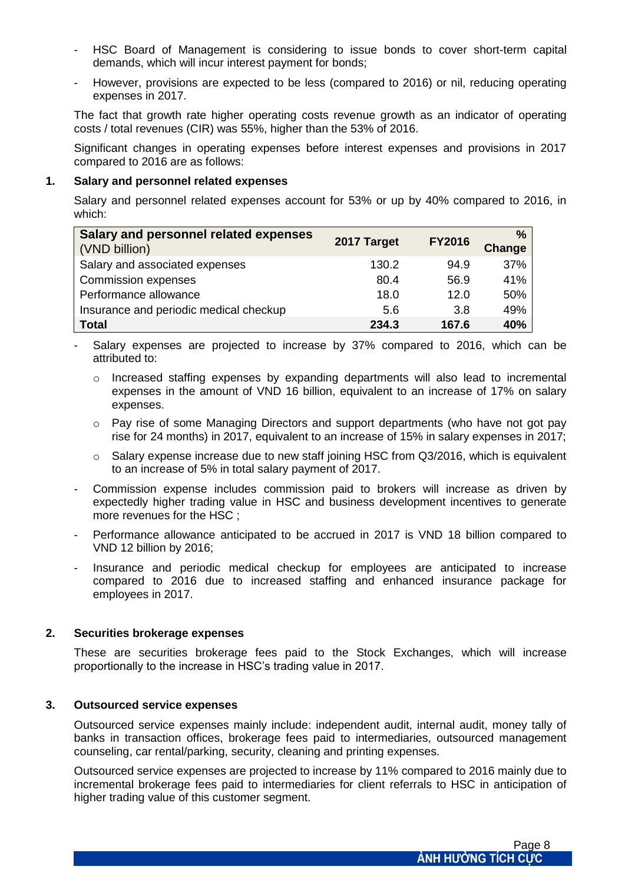- HSC Board of Management is considering to issue bonds to cover short-term capital demands, which will incur interest payment for bonds;
- However, provisions are expected to be less (compared to 2016) or nil, reducing operating expenses in 2017.

The fact that growth rate higher operating costs revenue growth as an indicator of operating costs / total revenues (CIR) was 55%, higher than the 53% of 2016.

Significant changes in operating expenses before interest expenses and provisions in 2017 compared to 2016 are as follows:

### 1. Salary and personnel related expenses

Salary and personnel related expenses account for 53% or up by 40% compared to 2016, in which:

| **Salary and personnel related expenses** (VND billion) | **2017 Target** | **FY2016** | **% Change** |
|---|---|---|---|
| Salary and associated expenses | 130.2 | 94.9 | 37% |
| Commission expenses | 80.4 | 56.9 | 41% |
| Performance allowance | 18.0 | 12.0 | 50% |
| Insurance and periodic medical checkup | 5.6 | 3.8 | 49% |
| **Total** | **234.3** | **167.6** | **40%** |

- Salary expenses are projected to increase by 37% compared to 2016, which can be attributed to:
  - Increased staffing expenses by expanding departments will also lead to incremental expenses in the amount of VND 16 billion, equivalent to an increase of 17% on salary expenses.
  - Pay rise of some Managing Directors and support departments (who have not got pay rise for 24 months) in 2017, equivalent to an increase of 15% in salary expenses in 2017;
  - Salary expense increase due to new staff joining HSC from Q3/2016, which is equivalent to an increase of 5% in total salary payment of 2017.
- Commission expense includes commission paid to brokers will increase as driven by expectedly higher trading value in HSC and business development incentives to generate more revenues for the HSC ;
- Performance allowance anticipated to be accrued in 2017 is VND 18 billion compared to VND 12 billion by 2016;
- Insurance and periodic medical checkup for employees are anticipated to increase compared to 2016 due to increased staffing and enhanced insurance package for employees in 2017.

### 2. Securities brokerage expenses

These are securities brokerage fees paid to the Stock Exchanges, which will increase proportionally to the increase in HSC's trading value in 2017.

### 3. Outsourced service expenses

Outsourced service expenses mainly include: independent audit, internal audit, money tally of banks in transaction offices, brokerage fees paid to intermediaries, outsourced management counseling, car rental/parking, security, cleaning and printing expenses.

Outsourced service expenses are projected to increase by 11% compared to 2016 mainly due to incremental brokerage fees paid to intermediaries for client referrals to HSC in anticipation of higher trading value of this customer segment.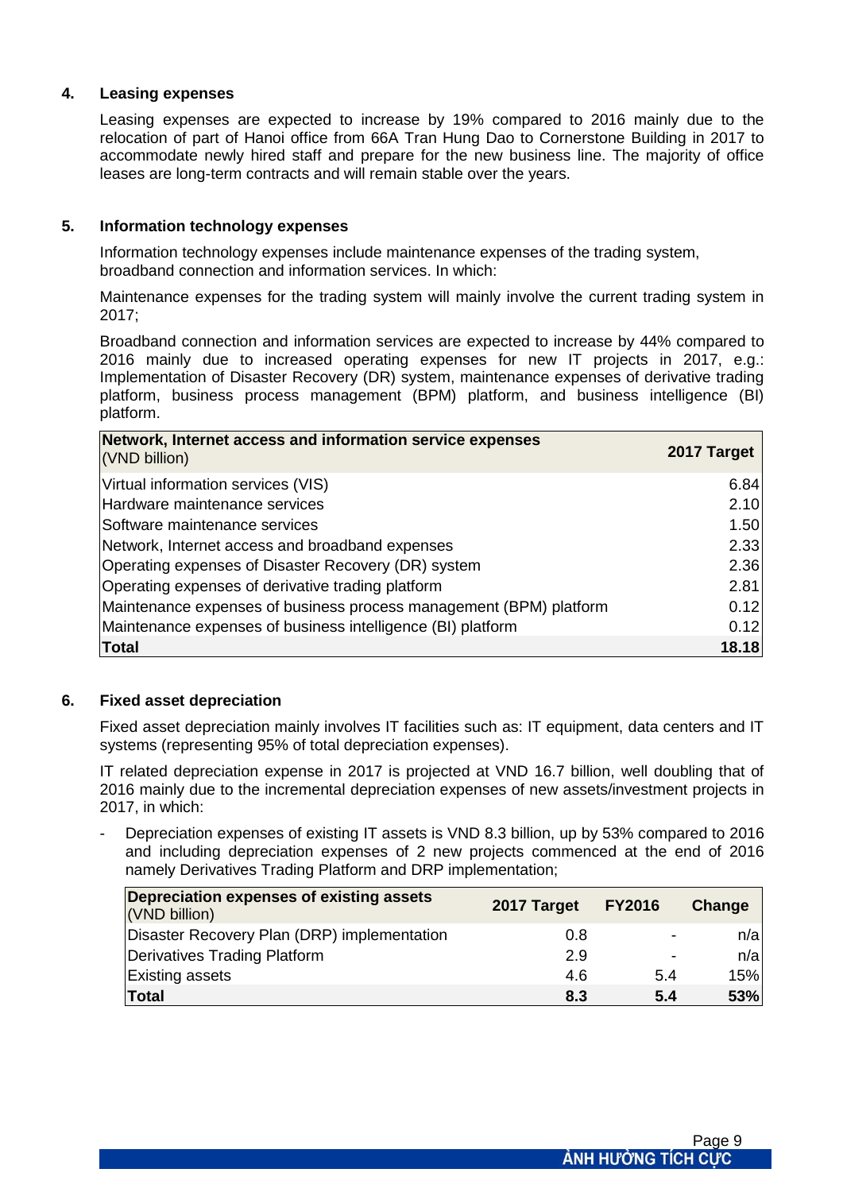## 4. Leasing expenses

Leasing expenses are expected to increase by 19% compared to 2016 mainly due to the relocation of part of Hanoi office from 66A Tran Hung Dao to Cornerstone Building in 2017 to accommodate newly hired staff and prepare for the new business line. The majority of office leases are long-term contracts and will remain stable over the years.

## 5. Information technology expenses

Information technology expenses include maintenance expenses of the trading system, broadband connection and information services. In which:

Maintenance expenses for the trading system will mainly involve the current trading system in 2017;

Broadband connection and information services are expected to increase by 44% compared to 2016 mainly due to increased operating expenses for new IT projects in 2017, e.g.: Implementation of Disaster Recovery (DR) system, maintenance expenses of derivative trading platform, business process management (BPM) platform, and business intelligence (BI) platform.

| **Network, Internet access and information service expenses** (VND billion) | **2017 Target** |
|---|---|
| Virtual information services (VIS) | 6.84 |
| Hardware maintenance services | 2.10 |
| Software maintenance services | 1.50 |
| Network, Internet access and broadband expenses | 2.33 |
| Operating expenses of Disaster Recovery (DR) system | 2.36 |
| Operating expenses of derivative trading platform | 2.81 |
| Maintenance expenses of business process management (BPM) platform | 0.12 |
| Maintenance expenses of business intelligence (BI) platform | 0.12 |
| **Total** | **18.18** |

## 6. Fixed asset depreciation

Fixed asset depreciation mainly involves IT facilities such as: IT equipment, data centers and IT systems (representing 95% of total depreciation expenses).

IT related depreciation expense in 2017 is projected at VND 16.7 billion, well doubling that of 2016 mainly due to the incremental depreciation expenses of new assets/investment projects in 2017, in which:

- Depreciation expenses of existing IT assets is VND 8.3 billion, up by 53% compared to 2016 and including depreciation expenses of 2 new projects commenced at the end of 2016 namely Derivatives Trading Platform and DRP implementation;

| **Depreciation expenses of existing assets** (VND billion) | **2017 Target** | **FY2016** | **Change** |
|---|---|---|---|
| Disaster Recovery Plan (DRP) implementation | 0.8 | - | n/a |
| Derivatives Trading Platform | 2.9 | - | n/a |
| Existing assets | 4.6 | 5.4 | 15% |
| **Total** | **8.3** | **5.4** | **53%** |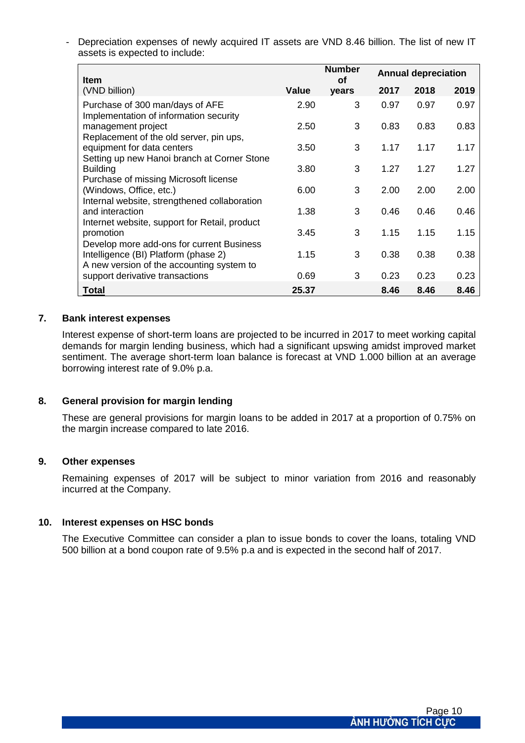- Depreciation expenses of newly acquired IT assets are VND 8.46 billion. The list of new IT assets is expected to include:

| Item (VND billion) | Value | Number of years | Annual depreciation 2017 | 2018 | 2019 |
|---|---|---|---|---|---|
| Purchase of 300 man/days of AFE | 2.90 | 3 | 0.97 | 0.97 | 0.97 |
| Implementation of information security management project | 2.50 | 3 | 0.83 | 0.83 | 0.83 |
| Replacement of the old server, pin ups, equipment for data centers | 3.50 | 3 | 1.17 | 1.17 | 1.17 |
| Setting up new Hanoi branch at Corner Stone Building | 3.80 | 3 | 1.27 | 1.27 | 1.27 |
| Purchase of missing Microsoft license (Windows, Office, etc.) | 6.00 | 3 | 2.00 | 2.00 | 2.00 |
| Internal website, strengthened collaboration and interaction | 1.38 | 3 | 0.46 | 0.46 | 0.46 |
| Internet website, support for Retail, product promotion | 3.45 | 3 | 1.15 | 1.15 | 1.15 |
| Develop more add-ons for current Business Intelligence (BI) Platform (phase 2) | 1.15 | 3 | 0.38 | 0.38 | 0.38 |
| A new version of the accounting system to support derivative transactions | 0.69 | 3 | 0.23 | 0.23 | 0.23 |
| **Total** | **25.37** | | **8.46** | **8.46** | **8.46** |

## 7. Bank interest expenses

Interest expense of short-term loans are projected to be incurred in 2017 to meet working capital demands for margin lending business, which had a significant upswing amidst improved market sentiment. The average short-term loan balance is forecast at VND 1.000 billion at an average borrowing interest rate of 9.0% p.a.

## 8. General provision for margin lending

These are general provisions for margin loans to be added in 2017 at a proportion of 0.75% on the margin increase compared to late 2016.

## 9. Other expenses

Remaining expenses of 2017 will be subject to minor variation from 2016 and reasonably incurred at the Company.

## 10. Interest expenses on HSC bonds

The Executive Committee can consider a plan to issue bonds to cover the loans, totaling VND 500 billion at a bond coupon rate of 9.5% p.a and is expected in the second half of 2017.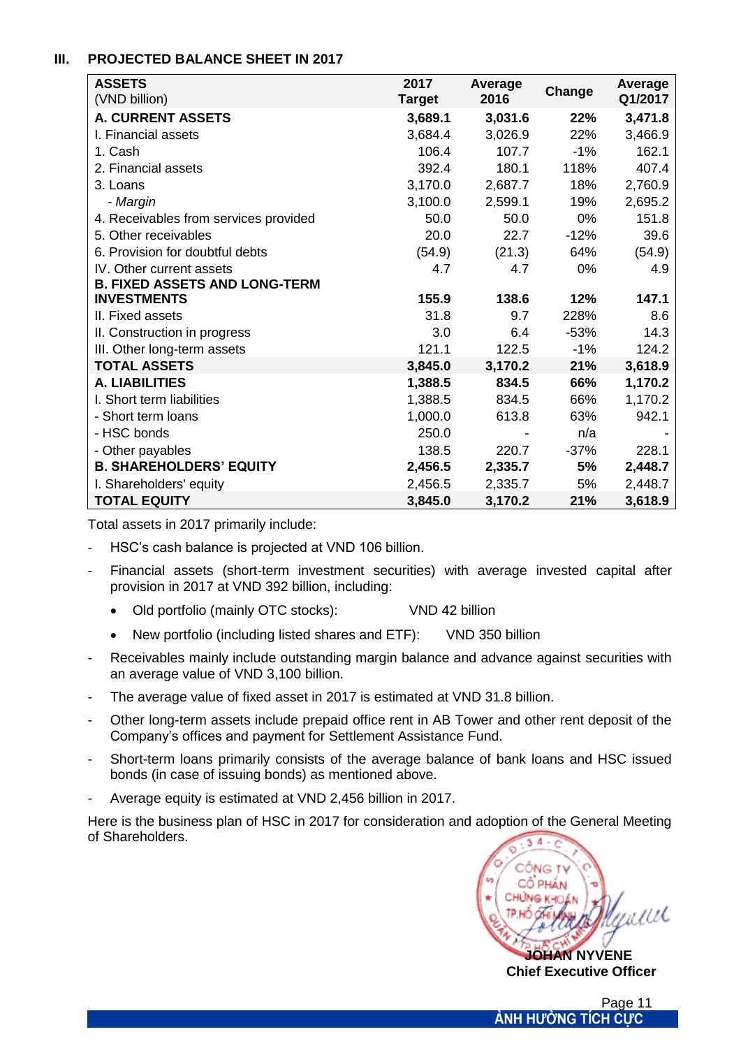## III. PROJECTED BALANCE SHEET IN 2017

| ASSETS (VND billion) | 2017 Target | Average 2016 | Change | Average Q1/2017 |
|---|---|---|---|---|
| **A. CURRENT ASSETS** | **3,689.1** | **3,031.6** | **22%** | **3,471.8** |
| I. Financial assets | 3,684.4 | 3,026.9 | 22% | 3,466.9 |
| 1. Cash | 106.4 | 107.7 | -1% | 162.1 |
| 2. Financial assets | 392.4 | 180.1 | 118% | 407.4 |
| 3. Loans | 3,170.0 | 2,687.7 | 18% | 2,760.9 |
| *- Margin* | 3,100.0 | 2,599.1 | 19% | 2,695.2 |
| 4. Receivables from services provided | 50.0 | 50.0 | 0% | 151.8 |
| 5. Other receivables | 20.0 | 22.7 | -12% | 39.6 |
| 6. Provision for doubtful debts | (54.9) | (21.3) | 64% | (54.9) |
| IV. Other current assets | 4.7 | 4.7 | 0% | 4.9 |
| **B. FIXED ASSETS AND LONG-TERM INVESTMENTS** | **155.9** | **138.6** | **12%** | **147.1** |
| II. Fixed assets | 31.8 | 9.7 | 228% | 8.6 |
| II. Construction in progress | 3.0 | 6.4 | -53% | 14.3 |
| III. Other long-term assets | 121.1 | 122.5 | -1% | 124.2 |
| **TOTAL ASSETS** | **3,845.0** | **3,170.2** | **21%** | **3,618.9** |
| **A. LIABILITIES** | **1,388.5** | **834.5** | **66%** | **1,170.2** |
| I. Short term liabilities | 1,388.5 | 834.5 | 66% | 1,170.2 |
| - Short term loans | 1,000.0 | 613.8 | 63% | 942.1 |
| - HSC bonds | 250.0 | - | n/a | - |
| - Other payables | 138.5 | 220.7 | -37% | 228.1 |
| **B. SHAREHOLDERS' EQUITY** | **2,456.5** | **2,335.7** | **5%** | **2,448.7** |
| I. Shareholders' equity | 2,456.5 | 2,335.7 | 5% | 2,448.7 |
| **TOTAL EQUITY** | **3,845.0** | **3,170.2** | **21%** | **3,618.9** |

Total assets in 2017 primarily include:

- HSC's cash balance is projected at VND 106 billion.
- Financial assets (short-term investment securities) with average invested capital after provision in 2017 at VND 392 billion, including:
  - Old portfolio (mainly OTC stocks): VND 42 billion
  - New portfolio (including listed shares and ETF): VND 350 billion
- Receivables mainly include outstanding margin balance and advance against securities with an average value of VND 3,100 billion.
- The average value of fixed asset in 2017 is estimated at VND 31.8 billion.
- Other long-term assets include prepaid office rent in AB Tower and other rent deposit of the Company's offices and payment for Settlement Assistance Fund.
- Short-term loans primarily consists of the average balance of bank loans and HSC issued bonds (in case of issuing bonds) as mentioned above.
- Average equity is estimated at VND 2,456 billion in 2017.

Here is the business plan of HSC in 2017 for consideration and adoption of the General Meeting of Shareholders.

CÔNG TY CỔ PHẦN CHỨNG KHOÁN TP.HỒ CHÍ MINH

**JOHAN NYVENE**
**Chief Executive Officer**

ẢNH HƯỞNG TÍCH CỰC